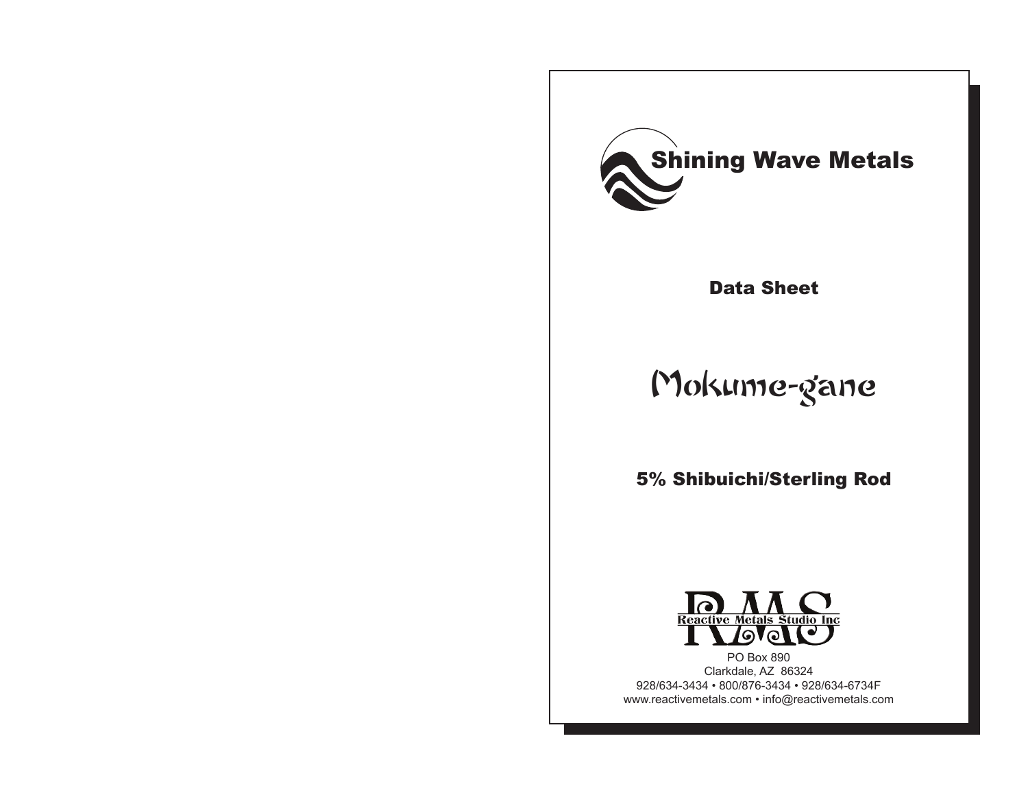# Shining Wave Metals

## Data Sheet

# Mokume-gane

## 5% Shibuichi/Sterling Rod

RMS
Reactive Metals Studio Inc

PO Box 890
Clarkdale, AZ 86324
928/634-3434 • 800/876-3434 • 928/634-6734F
www.reactivemetals.com • info@reactivemetals.com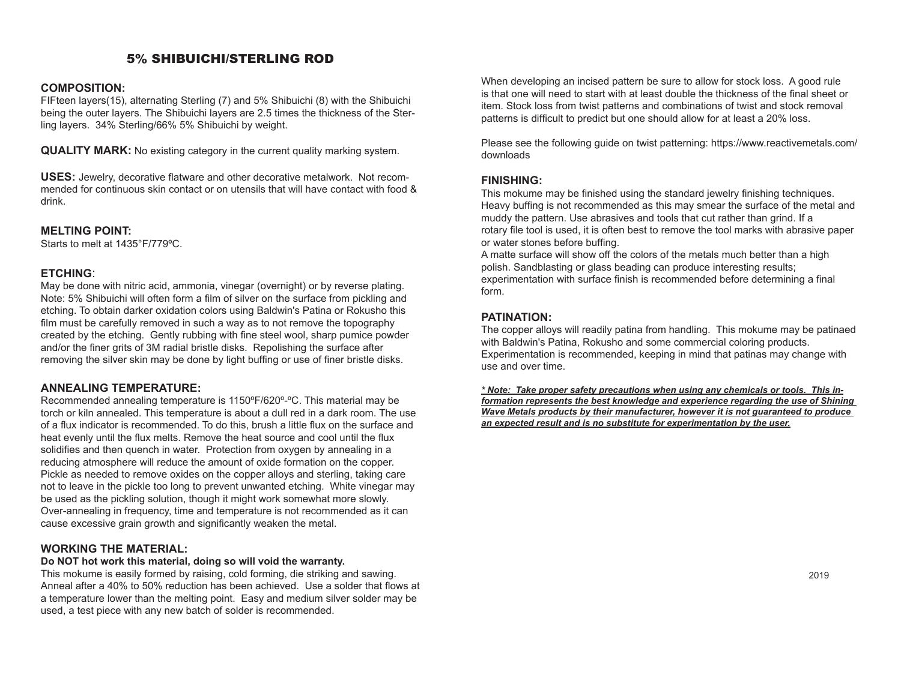## 5% SHIBUICHI/STERLING ROD

### COMPOSITION:

FIFteen layers(15), alternating Sterling (7) and 5% Shibuichi (8) with the Shibuichi being the outer layers. The Shibuichi layers are 2.5 times the thickness of the Sterling layers. 34% Sterling/66% 5% Shibuichi by weight.

**QUALITY MARK:** No existing category in the current quality marking system.

**USES:** Jewelry, decorative flatware and other decorative metalwork. Not recommended for continuous skin contact or on utensils that will have contact with food & drink.

### MELTING POINT:

Starts to melt at 1435°F/779ºC.

### ETCHING:

May be done with nitric acid, ammonia, vinegar (overnight) or by reverse plating. Note: 5% Shibuichi will often form a film of silver on the surface from pickling and etching. To obtain darker oxidation colors using Baldwin's Patina or Rokusho this film must be carefully removed in such a way as to not remove the topography created by the etching. Gently rubbing with fine steel wool, sharp pumice powder and/or the finer grits of 3M radial bristle disks. Repolishing the surface after removing the silver skin may be done by light buffing or use of finer bristle disks.

### ANNEALING TEMPERATURE:

Recommended annealing temperature is 1150ºF/620º-ºC. This material may be torch or kiln annealed. This temperature is about a dull red in a dark room. The use of a flux indicator is recommended. To do this, brush a little flux on the surface and heat evenly until the flux melts. Remove the heat source and cool until the flux solidifies and then quench in water. Protection from oxygen by annealing in a reducing atmosphere will reduce the amount of oxide formation on the copper. Pickle as needed to remove oxides on the copper alloys and sterling, taking care not to leave in the pickle too long to prevent unwanted etching. White vinegar may be used as the pickling solution, though it might work somewhat more slowly. Over-annealing in frequency, time and temperature is not recommended as it can cause excessive grain growth and significantly weaken the metal.

### WORKING THE MATERIAL:

**Do NOT hot work this material, doing so will void the warranty.**

This mokume is easily formed by raising, cold forming, die striking and sawing. Anneal after a 40% to 50% reduction has been achieved. Use a solder that flows at a temperature lower than the melting point. Easy and medium silver solder may be used, a test piece with any new batch of solder is recommended.

When developing an incised pattern be sure to allow for stock loss. A good rule is that one will need to start with at least double the thickness of the final sheet or item. Stock loss from twist patterns and combinations of twist and stock removal patterns is difficult to predict but one should allow for at least a 20% loss.

Please see the following guide on twist patterning: https://www.reactivemetals.com/downloads

### FINISHING:

This mokume may be finished using the standard jewelry finishing techniques. Heavy buffing is not recommended as this may smear the surface of the metal and muddy the pattern. Use abrasives and tools that cut rather than grind. If a rotary file tool is used, it is often best to remove the tool marks with abrasive paper or water stones before buffing.

A matte surface will show off the colors of the metals much better than a high polish. Sandblasting or glass beading can produce interesting results; experimentation with surface finish is recommended before determining a final form.

### PATINATION:

The copper alloys will readily patina from handling. This mokume may be patinaed with Baldwin's Patina, Rokusho and some commercial coloring products. Experimentation is recommended, keeping in mind that patinas may change with use and over time.

***\* Note: Take proper safety precautions when using any chemicals or tools. This information represents the best knowledge and experience regarding the use of Shining Wave Metals products by their manufacturer, however it is not guaranteed to produce an expected result and is no substitute for experimentation by the user.***

2019